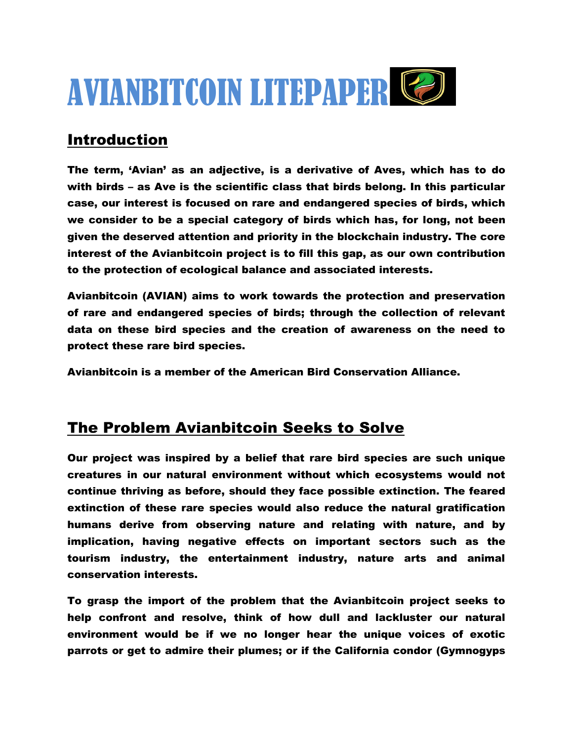# AVIANBITCOIN LITEPAPER

## Introduction

**The term, 'Avian' as an adjective, is a derivative of Aves, which has to do with birds – as Ave is the scientific class that birds belong. In this particular case, our interest is focused on rare and endangered species of birds, which we consider to be a special category of birds which has, for long, not been given the deserved attention and priority in the blockchain industry. The core interest of the Avianbitcoin project is to fill this gap, as our own contribution to the protection of ecological balance and associated interests.**

**Avianbitcoin (AVIAN) aims to work towards the protection and preservation of rare and endangered species of birds; through the collection of relevant data on these bird species and the creation of awareness on the need to protect these rare bird species.**

**Avianbitcoin is a member of the American Bird Conservation Alliance.**

## The Problem Avianbitcoin Seeks to Solve

**Our project was inspired by a belief that rare bird species are such unique creatures in our natural environment without which ecosystems would not continue thriving as before, should they face possible extinction. The feared extinction of these rare species would also reduce the natural gratification humans derive from observing nature and relating with nature, and by implication, having negative effects on important sectors such as the tourism industry, the entertainment industry, nature arts and animal conservation interests.**

**To grasp the import of the problem that the Avianbitcoin project seeks to help confront and resolve, think of how dull and lackluster our natural environment would be if we no longer hear the unique voices of exotic parrots or get to admire their plumes; or if the California condor (Gymnogyps**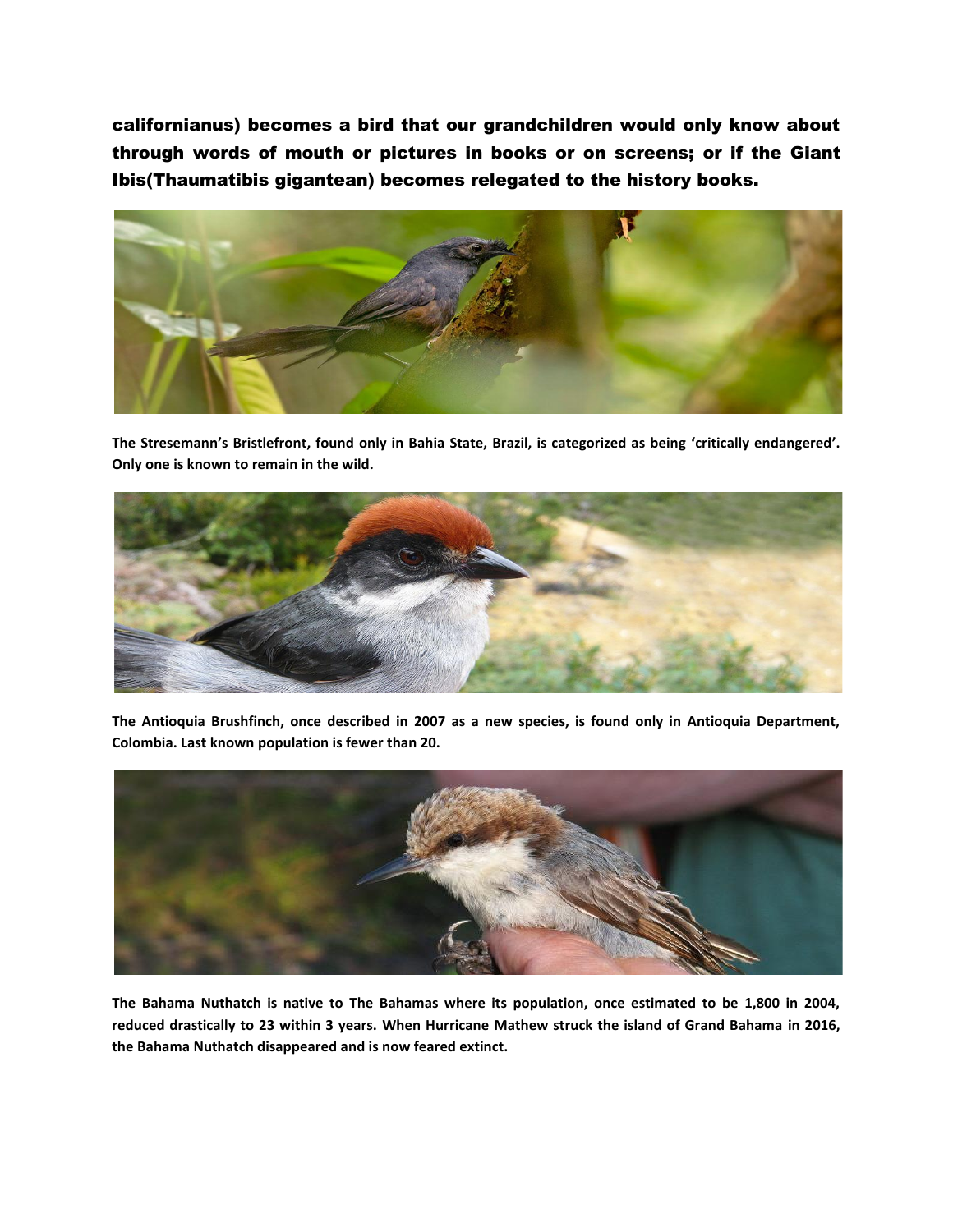**californianus) becomes a bird that our grandchildren would only know about through words of mouth or pictures in books or on screens; or if the Giant Ibis(Thaumatibis gigantean) becomes relegated to the history books.**

**The Stresemann's Bristlefront, found only in Bahia State, Brazil, is categorized as being 'critically endangered'. Only one is known to remain in the wild.**

**The Antioquia Brushfinch, once described in 2007 as a new species, is found only in Antioquia Department, Colombia. Last known population is fewer than 20.**

**The Bahama Nuthatch is native to The Bahamas where its population, once estimated to be 1,800 in 2004, reduced drastically to 23 within 3 years. When Hurricane Mathew struck the island of Grand Bahama in 2016, the Bahama Nuthatch disappeared and is now feared extinct.**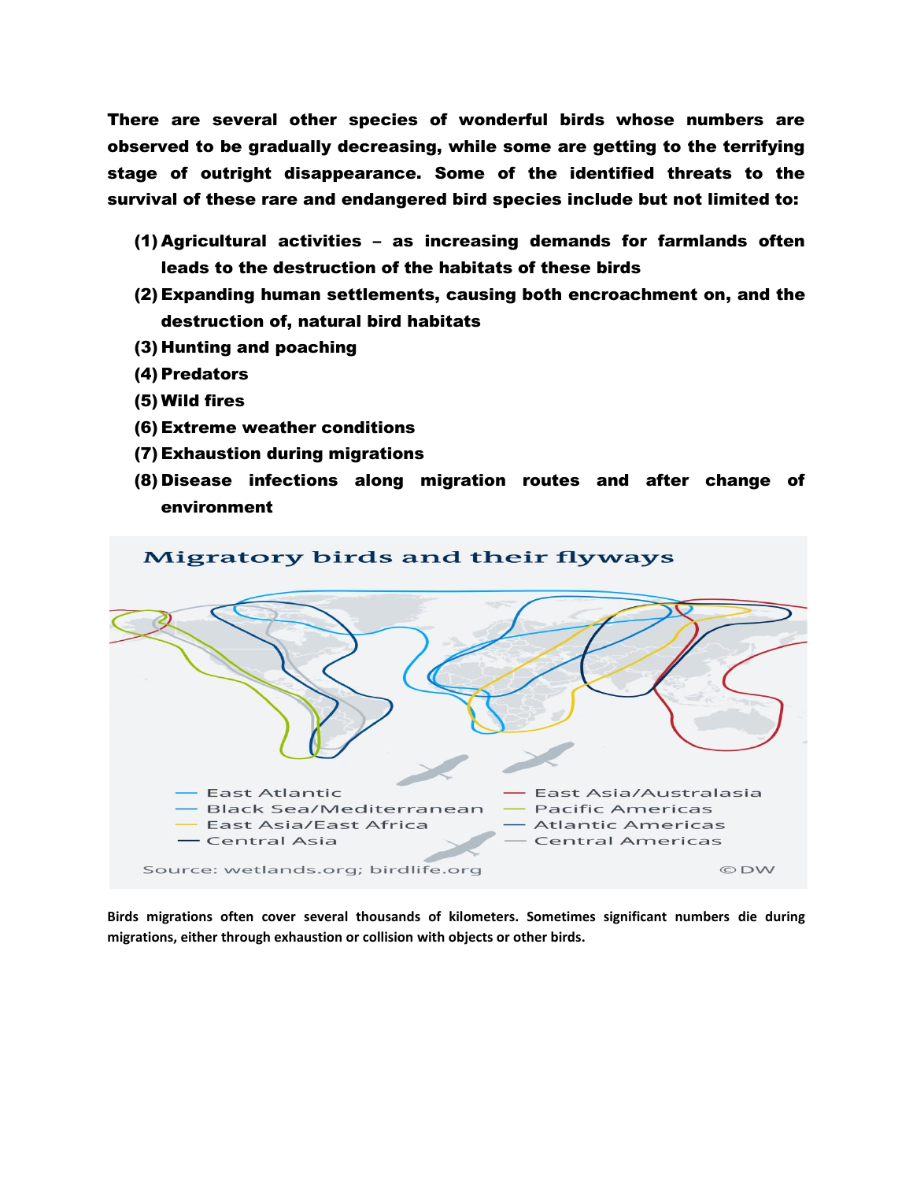**There are several other species of wonderful birds whose numbers are observed to be gradually decreasing, while some are getting to the terrifying stage of outright disappearance. Some of the identified threats to the survival of these rare and endangered bird species include but not limited to:**

1. **Agricultural activities – as increasing demands for farmlands often leads to the destruction of the habitats of these birds**
2. **Expanding human settlements, causing both encroachment on, and the destruction of, natural bird habitats**
3. **Hunting and poaching**
4. **Predators**
5. **Wild fires**
6. **Extreme weather conditions**
7. **Exhaustion during migrations**
8. **Disease infections along migration routes and after change of environment**

**Birds migrations often cover several thousands of kilometers. Sometimes significant numbers die during migrations, either through exhaustion or collision with objects or other birds.**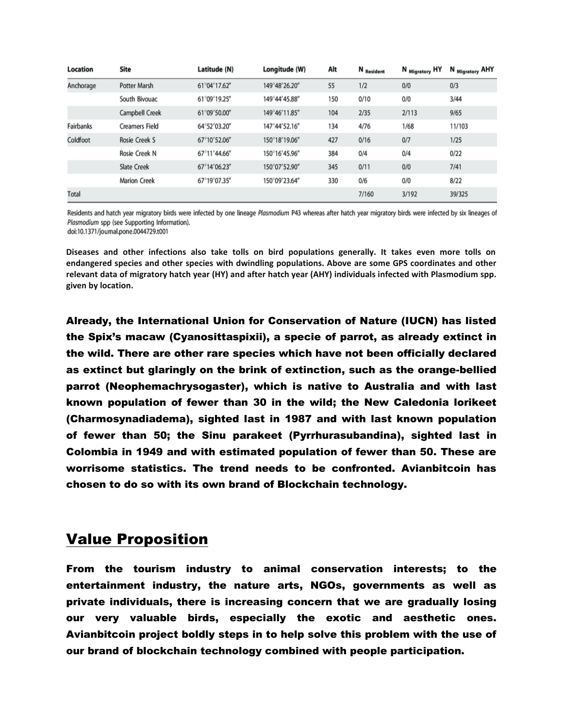| Location | Site | Latitude (N) | Longitude (W) | Alt | $N_{Resident}$ | $N_{Migratory}$ HY | $N_{Migratory}$ AHY |
|---|---|---|---|---|---|---|---|
| Anchorage | Potter Marsh | 61°04′17.62″ | 149°48′26.20″ | 55 | 1/2 | 0/0 | 0/3 |
| | South Bivouac | 61°09′19.25″ | 149°44′45.88″ | 150 | 0/10 | 0/0 | 3/44 |
| | Campbell Creek | 61°09′50.00″ | 149°46′11.85″ | 104 | 2/35 | 2/113 | 9/65 |
| Fairbanks | Creamers Field | 64°52′03.20″ | 147°44′52.16″ | 134 | 4/76 | 1/68 | 11/103 |
| Coldfoot | Rosie Creek S | 67°10′52.06″ | 150°18′19.06″ | 427 | 0/16 | 0/7 | 1/25 |
| | Rosie Creek N | 67°11′44.66″ | 150°16′45.96″ | 384 | 0/4 | 0/4 | 0/22 |
| | Slate Creek | 67°14′06.23″ | 150°07′52.90″ | 345 | 0/11 | 0/0 | 7/41 |
| | Marion Creek | 67°19′07.35″ | 150°09′23.64″ | 330 | 0/6 | 0/0 | 8/22 |
| Total | | | | | 7/160 | 3/192 | 39/325 |

Residents and hatch year migratory birds were infected by one lineage *Plasmodium* P43 whereas after hatch year migratory birds were infected by six lineages of *Plasmodium* spp (see Supporting Information).
doi:10.1371/journal.pone.0044729.t001

**Diseases and other infections also take tolls on bird populations generally. It takes even more tolls on endangered species and other species with dwindling populations. Above are some GPS coordinates and other relevant data of migratory hatch year (HY) and after hatch year (AHY) individuals infected with Plasmodium spp. given by location.**

**Already, the International Union for Conservation of Nature (IUCN) has listed the Spix's macaw (Cyanosittaspixii), a specie of parrot, as already extinct in the wild. There are other rare species which have not been officially declared as extinct but glaringly on the brink of extinction, such as the orange-bellied parrot (Neophemachrysogaster), which is native to Australia and with last known population of fewer than 30 in the wild; the New Caledonia lorikeet (Charmosynadiadema), sighted last in 1987 and with last known population of fewer than 50; the Sinu parakeet (Pyrrhurasubandina), sighted last in Colombia in 1949 and with estimated population of fewer than 50. These are worrisome statistics. The trend needs to be confronted. Avianbitcoin has chosen to do so with its own brand of Blockchain technology.**

## Value Proposition

**From the tourism industry to animal conservation interests; to the entertainment industry, the nature arts, NGOs, governments as well as private individuals, there is increasing concern that we are gradually losing our very valuable birds, especially the exotic and aesthetic ones. Avianbitcoin project boldly steps in to help solve this problem with the use of our brand of blockchain technology combined with people participation.**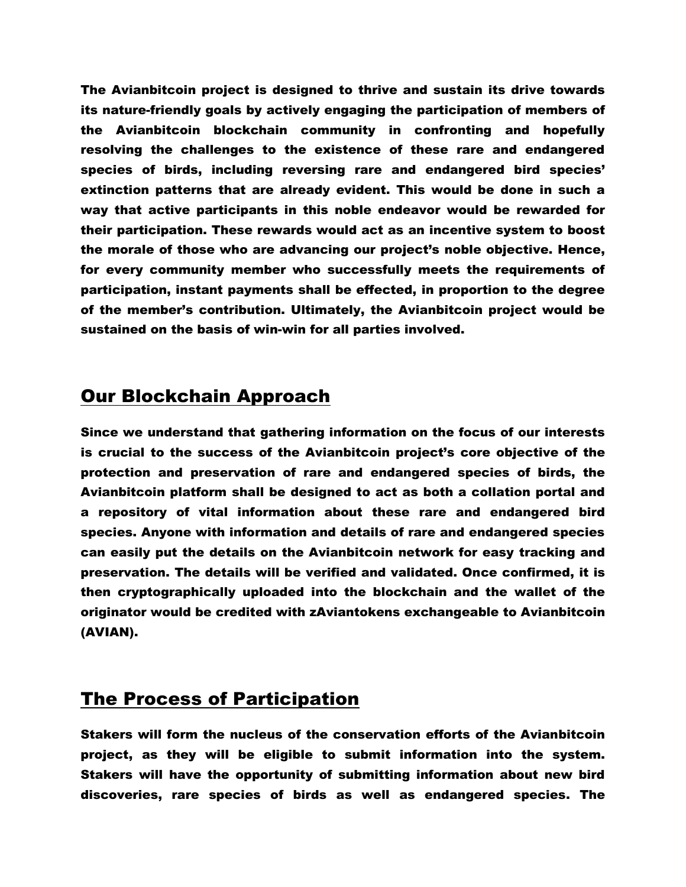The Avianbitcoin project is designed to thrive and sustain its drive towards its nature-friendly goals by actively engaging the participation of members of the Avianbitcoin blockchain community in confronting and hopefully resolving the challenges to the existence of these rare and endangered species of birds, including reversing rare and endangered bird species' extinction patterns that are already evident. This would be done in such a way that active participants in this noble endeavor would be rewarded for their participation. These rewards would act as an incentive system to boost the morale of those who are advancing our project's noble objective. Hence, for every community member who successfully meets the requirements of participation, instant payments shall be effected, in proportion to the degree of the member's contribution. Ultimately, the Avianbitcoin project would be sustained on the basis of win-win for all parties involved.

## Our Blockchain Approach

Since we understand that gathering information on the focus of our interests is crucial to the success of the Avianbitcoin project's core objective of the protection and preservation of rare and endangered species of birds, the Avianbitcoin platform shall be designed to act as both a collation portal and a repository of vital information about these rare and endangered bird species. Anyone with information and details of rare and endangered species can easily put the details on the Avianbitcoin network for easy tracking and preservation. The details will be verified and validated. Once confirmed, it is then cryptographically uploaded into the blockchain and the wallet of the originator would be credited with zAviantokens exchangeable to Avianbitcoin (AVIAN).

## The Process of Participation

Stakers will form the nucleus of the conservation efforts of the Avianbitcoin project, as they will be eligible to submit information into the system. Stakers will have the opportunity of submitting information about new bird discoveries, rare species of birds as well as endangered species. The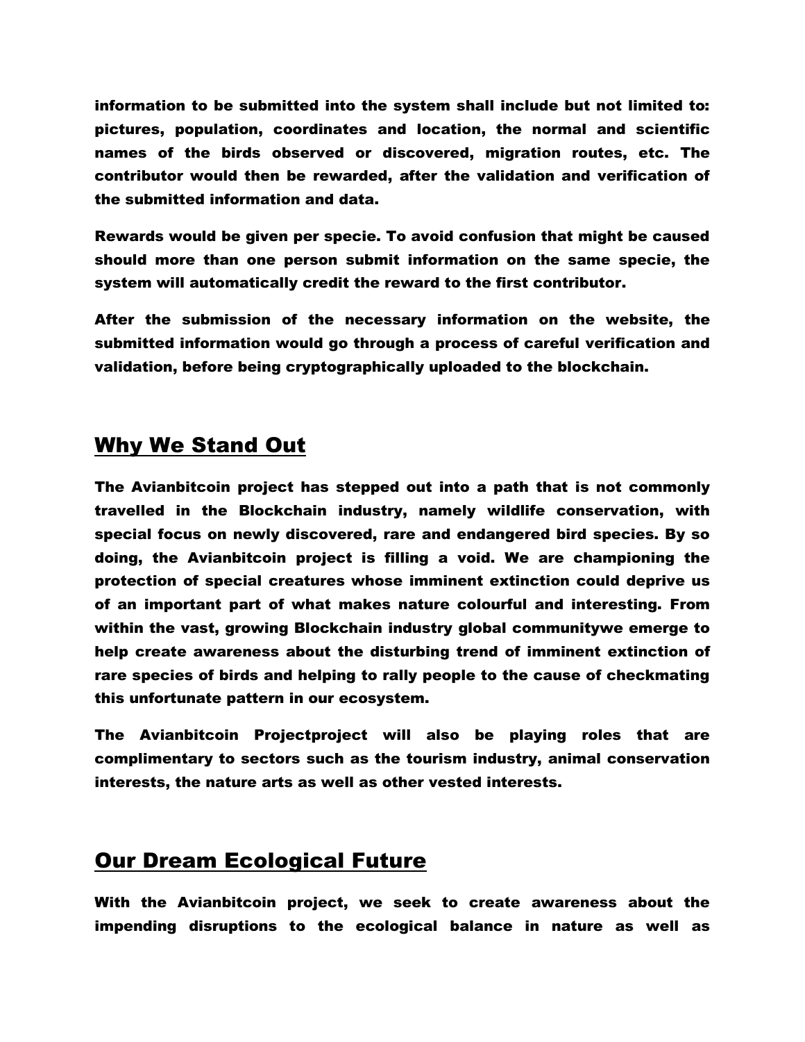**information to be submitted into the system shall include but not limited to: pictures, population, coordinates and location, the normal and scientific names of the birds observed or discovered, migration routes, etc. The contributor would then be rewarded, after the validation and verification of the submitted information and data.**

**Rewards would be given per specie. To avoid confusion that might be caused should more than one person submit information on the same specie, the system will automatically credit the reward to the first contributor.**

**After the submission of the necessary information on the website, the submitted information would go through a process of careful verification and validation, before being cryptographically uploaded to the blockchain.**

## Why We Stand Out

**The Avianbitcoin project has stepped out into a path that is not commonly travelled in the Blockchain industry, namely wildlife conservation, with special focus on newly discovered, rare and endangered bird species. By so doing, the Avianbitcoin project is filling a void. We are championing the protection of special creatures whose imminent extinction could deprive us of an important part of what makes nature colourful and interesting. From within the vast, growing Blockchain industry global communitywe emerge to help create awareness about the disturbing trend of imminent extinction of rare species of birds and helping to rally people to the cause of checkmating this unfortunate pattern in our ecosystem.**

**The Avianbitcoin Projectproject will also be playing roles that are complimentary to sectors such as the tourism industry, animal conservation interests, the nature arts as well as other vested interests.**

## Our Dream Ecological Future

**With the Avianbitcoin project, we seek to create awareness about the impending disruptions to the ecological balance in nature as well as**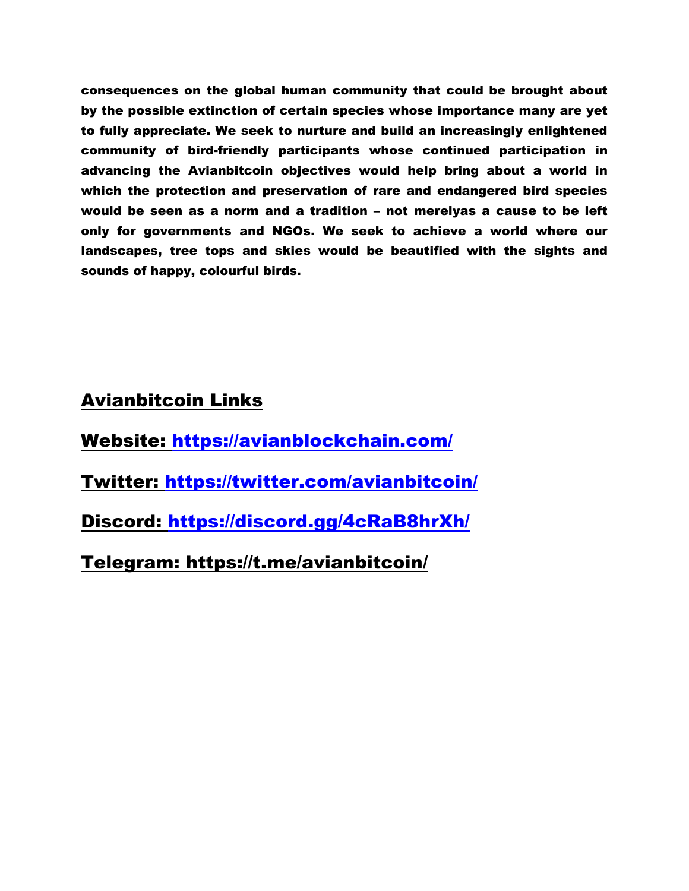**consequences on the global human community that could be brought about by the possible extinction of certain species whose importance many are yet to fully appreciate. We seek to nurture and build an increasingly enlightened community of bird-friendly participants whose continued participation in advancing the Avianbitcoin objectives would help bring about a world in which the protection and preservation of rare and endangered bird species would be seen as a norm and a tradition – not merelyas a cause to be left only for governments and NGOs. We seek to achieve a world where our landscapes, tree tops and skies would be beautified with the sights and sounds of happy, colourful birds.**

## Avianbitcoin Links

**Website:** https://avianblockchain.com/

**Twitter:** https://twitter.com/avianbitcoin/

**Discord:** https://discord.gg/4cRaB8hrXh/

**Telegram:** https://t.me/avianbitcoin/